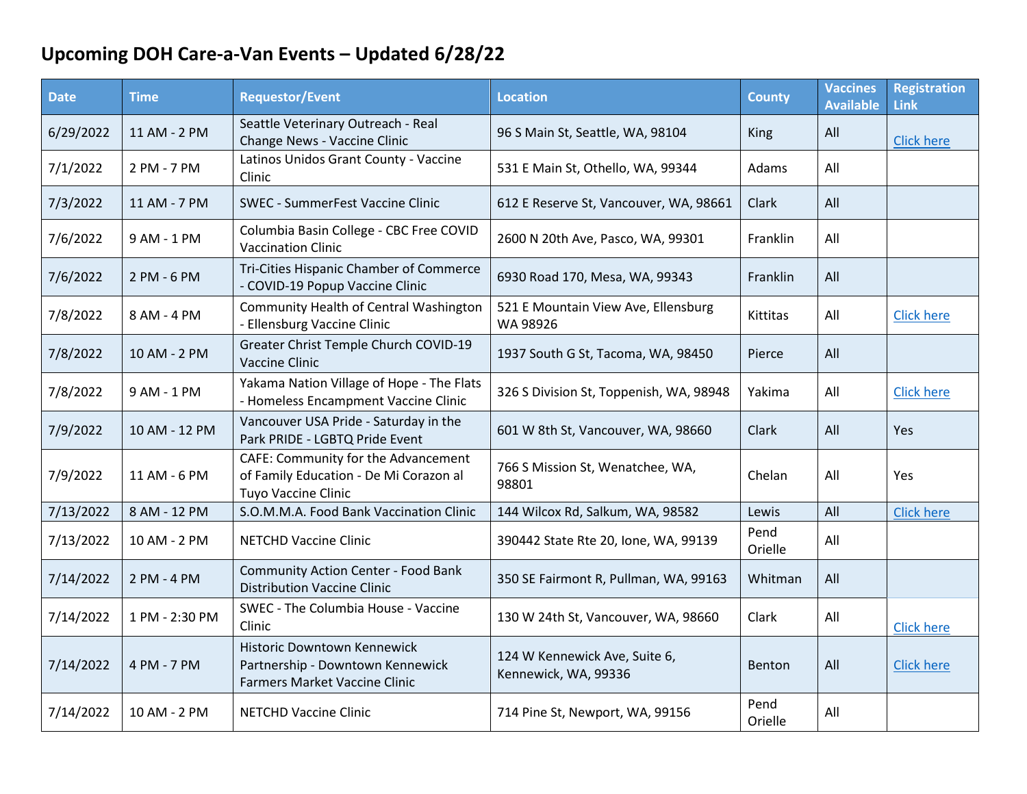# Upcoming DOH Care-a-Van Events – Updated 6/28/22

| Date | Time | Requestor/Event | Location | County | Vaccines Available | Registration Link |
|---|---|---|---|---|---|---|
| 6/29/2022 | 11 AM - 2 PM | Seattle Veterinary Outreach - Real Change News - Vaccine Clinic | 96 S Main St, Seattle, WA, 98104 | King | All | Click here |
| 7/1/2022 | 2 PM - 7 PM | Latinos Unidos Grant County - Vaccine Clinic | 531 E Main St, Othello, WA, 99344 | Adams | All | |
| 7/3/2022 | 11 AM - 7 PM | SWEC - SummerFest Vaccine Clinic | 612 E Reserve St, Vancouver, WA, 98661 | Clark | All | |
| 7/6/2022 | 9 AM - 1 PM | Columbia Basin College - CBC Free COVID Vaccination Clinic | 2600 N 20th Ave, Pasco, WA, 99301 | Franklin | All | |
| 7/6/2022 | 2 PM - 6 PM | Tri-Cities Hispanic Chamber of Commerce - COVID-19 Popup Vaccine Clinic | 6930 Road 170, Mesa, WA, 99343 | Franklin | All | |
| 7/8/2022 | 8 AM - 4 PM | Community Health of Central Washington - Ellensburg Vaccine Clinic | 521 E Mountain View Ave, Ellensburg WA 98926 | Kittitas | All | Click here |
| 7/8/2022 | 10 AM - 2 PM | Greater Christ Temple Church COVID-19 Vaccine Clinic | 1937 South G St, Tacoma, WA, 98450 | Pierce | All | |
| 7/8/2022 | 9 AM - 1 PM | Yakama Nation Village of Hope - The Flats - Homeless Encampment Vaccine Clinic | 326 S Division St, Toppenish, WA, 98948 | Yakima | All | Click here |
| 7/9/2022 | 10 AM - 12 PM | Vancouver USA Pride - Saturday in the Park PRIDE - LGBTQ Pride Event | 601 W 8th St, Vancouver, WA, 98660 | Clark | All | Yes |
| 7/9/2022 | 11 AM - 6 PM | CAFE: Community for the Advancement of Family Education - De Mi Corazon al Tuyo Vaccine Clinic | 766 S Mission St, Wenatchee, WA, 98801 | Chelan | All | Yes |
| 7/13/2022 | 8 AM - 12 PM | S.O.M.M.A. Food Bank Vaccination Clinic | 144 Wilcox Rd, Salkum, WA, 98582 | Lewis | All | Click here |
| 7/13/2022 | 10 AM - 2 PM | NETCHD Vaccine Clinic | 390442 State Rte 20, Ione, WA, 99139 | Pend Orielle | All | |
| 7/14/2022 | 2 PM - 4 PM | Community Action Center - Food Bank Distribution Vaccine Clinic | 350 SE Fairmont R, Pullman, WA, 99163 | Whitman | All | |
| 7/14/2022 | 1 PM - 2:30 PM | SWEC - The Columbia House - Vaccine Clinic | 130 W 24th St, Vancouver, WA, 98660 | Clark | All | Click here |
| 7/14/2022 | 4 PM - 7 PM | Historic Downtown Kennewick Partnership - Downtown Kennewick Farmers Market Vaccine Clinic | 124 W Kennewick Ave, Suite 6, Kennewick, WA, 99336 | Benton | All | Click here |
| 7/14/2022 | 10 AM - 2 PM | NETCHD Vaccine Clinic | 714 Pine St, Newport, WA, 99156 | Pend Orielle | All | |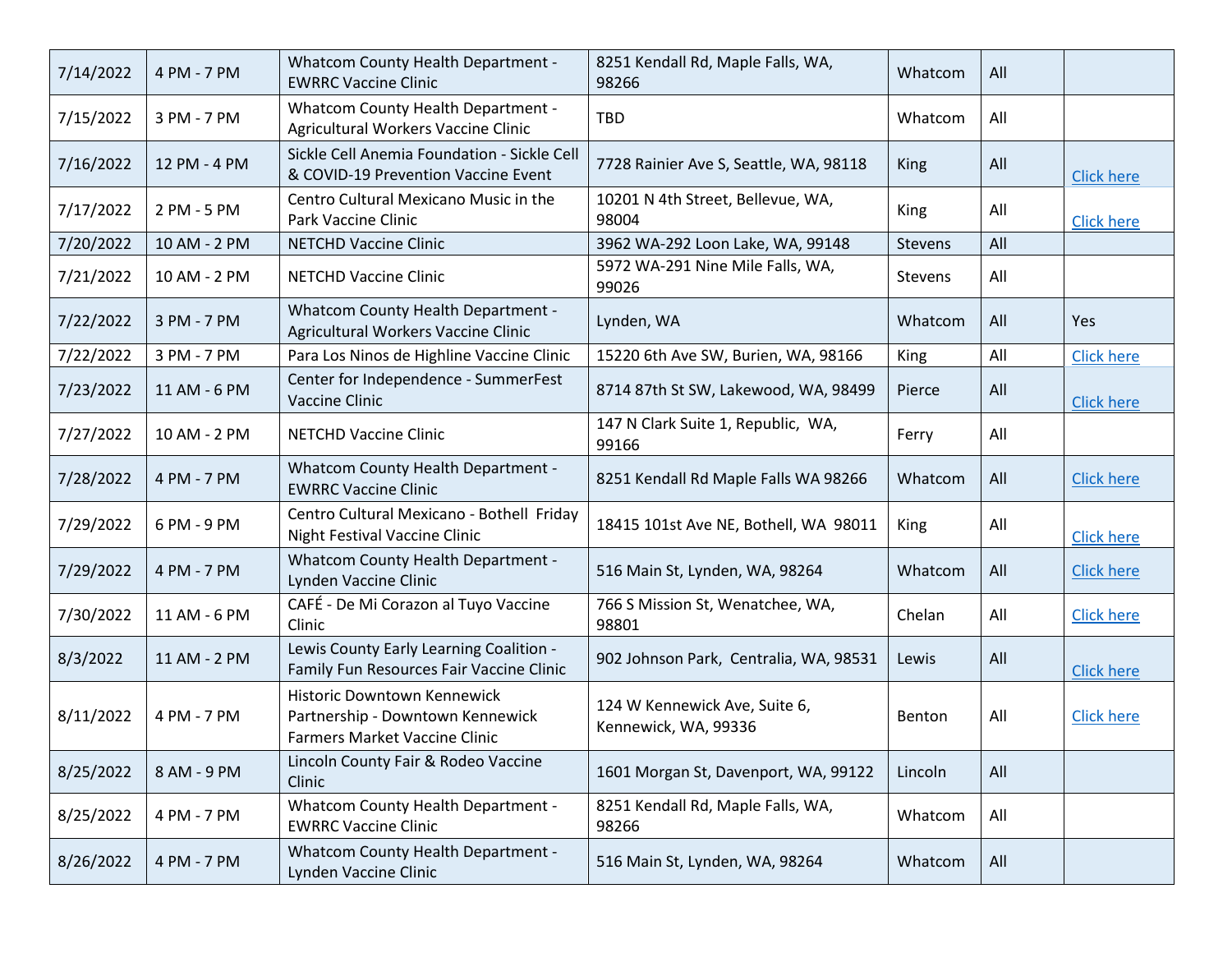| | | | | | | |
|---|---|---|---|---|---|---|
| 7/14/2022 | 4 PM - 7 PM | Whatcom County Health Department - EWRRC Vaccine Clinic | 8251 Kendall Rd, Maple Falls, WA, 98266 | Whatcom | All | |
| 7/15/2022 | 3 PM - 7 PM | Whatcom County Health Department - Agricultural Workers Vaccine Clinic | TBD | Whatcom | All | |
| 7/16/2022 | 12 PM - 4 PM | Sickle Cell Anemia Foundation - Sickle Cell & COVID-19 Prevention Vaccine Event | 7728 Rainier Ave S, Seattle, WA, 98118 | King | All | Click here |
| 7/17/2022 | 2 PM - 5 PM | Centro Cultural Mexicano Music in the Park Vaccine Clinic | 10201 N 4th Street, Bellevue, WA, 98004 | King | All | Click here |
| 7/20/2022 | 10 AM - 2 PM | NETCHD Vaccine Clinic | 3962 WA-292 Loon Lake, WA, 99148 | Stevens | All | |
| 7/21/2022 | 10 AM - 2 PM | NETCHD Vaccine Clinic | 5972 WA-291 Nine Mile Falls, WA, 99026 | Stevens | All | |
| 7/22/2022 | 3 PM - 7 PM | Whatcom County Health Department - Agricultural Workers Vaccine Clinic | Lynden, WA | Whatcom | All | Yes |
| 7/22/2022 | 3 PM - 7 PM | Para Los Ninos de Highline Vaccine Clinic | 15220 6th Ave SW, Burien, WA, 98166 | King | All | Click here |
| 7/23/2022 | 11 AM - 6 PM | Center for Independence - SummerFest Vaccine Clinic | 8714 87th St SW, Lakewood, WA, 98499 | Pierce | All | Click here |
| 7/27/2022 | 10 AM - 2 PM | NETCHD Vaccine Clinic | 147 N Clark Suite 1, Republic, WA, 99166 | Ferry | All | |
| 7/28/2022 | 4 PM - 7 PM | Whatcom County Health Department - EWRRC Vaccine Clinic | 8251 Kendall Rd Maple Falls WA 98266 | Whatcom | All | Click here |
| 7/29/2022 | 6 PM - 9 PM | Centro Cultural Mexicano - Bothell Friday Night Festival Vaccine Clinic | 18415 101st Ave NE, Bothell, WA 98011 | King | All | Click here |
| 7/29/2022 | 4 PM - 7 PM | Whatcom County Health Department - Lynden Vaccine Clinic | 516 Main St, Lynden, WA, 98264 | Whatcom | All | Click here |
| 7/30/2022 | 11 AM - 6 PM | CAFÉ - De Mi Corazon al Tuyo Vaccine Clinic | 766 S Mission St, Wenatchee, WA, 98801 | Chelan | All | Click here |
| 8/3/2022 | 11 AM - 2 PM | Lewis County Early Learning Coalition - Family Fun Resources Fair Vaccine Clinic | 902 Johnson Park, Centralia, WA, 98531 | Lewis | All | Click here |
| 8/11/2022 | 4 PM - 7 PM | Historic Downtown Kennewick Partnership - Downtown Kennewick Farmers Market Vaccine Clinic | 124 W Kennewick Ave, Suite 6, Kennewick, WA, 99336 | Benton | All | Click here |
| 8/25/2022 | 8 AM - 9 PM | Lincoln County Fair & Rodeo Vaccine Clinic | 1601 Morgan St, Davenport, WA, 99122 | Lincoln | All | |
| 8/25/2022 | 4 PM - 7 PM | Whatcom County Health Department - EWRRC Vaccine Clinic | 8251 Kendall Rd, Maple Falls, WA, 98266 | Whatcom | All | |
| 8/26/2022 | 4 PM - 7 PM | Whatcom County Health Department - Lynden Vaccine Clinic | 516 Main St, Lynden, WA, 98264 | Whatcom | All | |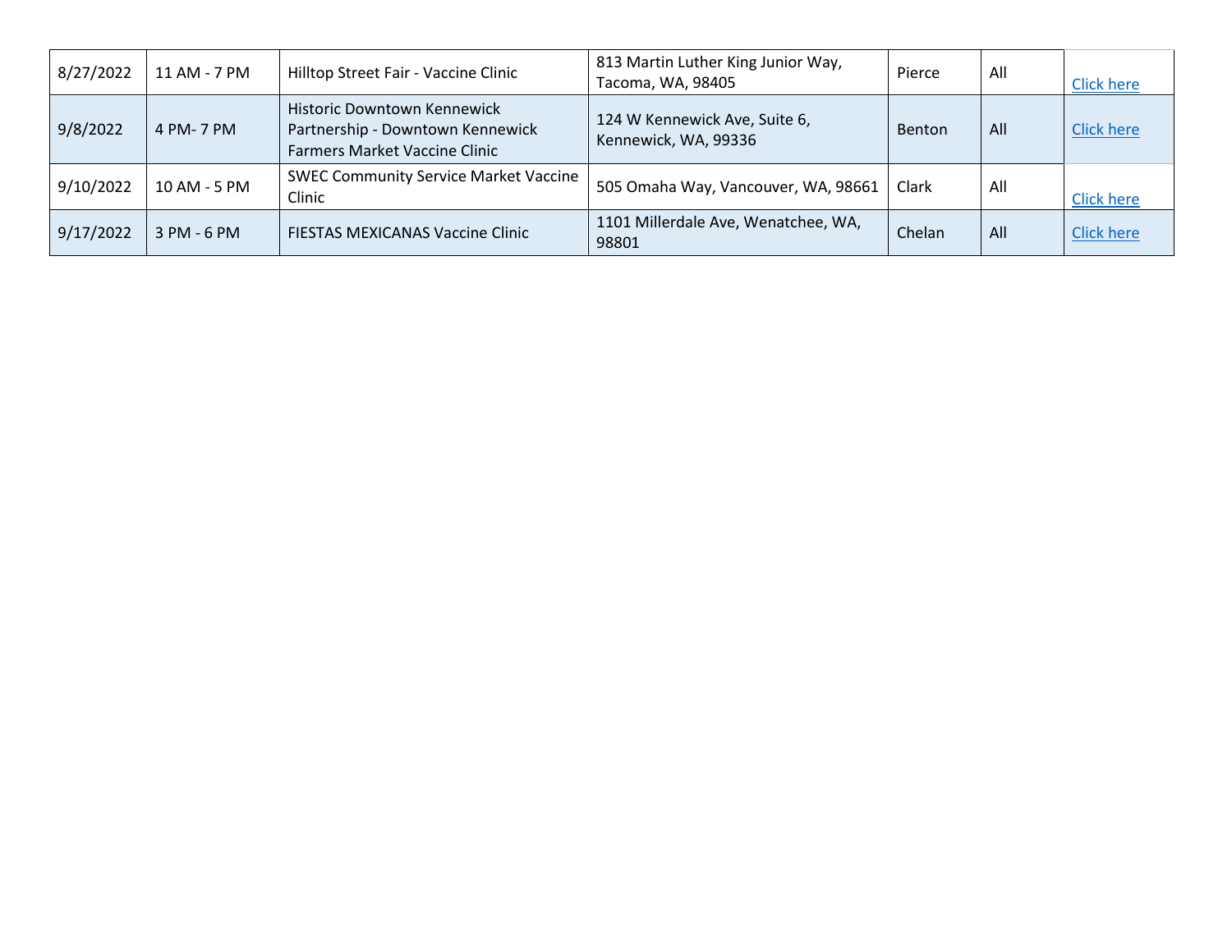| | | | | | | |
|---|---|---|---|---|---|---|
| 8/27/2022 | 11 AM - 7 PM | Hilltop Street Fair - Vaccine Clinic | 813 Martin Luther King Junior Way, Tacoma, WA, 98405 | Pierce | All | Click here |
| 9/8/2022 | 4 PM- 7 PM | Historic Downtown Kennewick Partnership - Downtown Kennewick Farmers Market Vaccine Clinic | 124 W Kennewick Ave, Suite 6, Kennewick, WA, 99336 | Benton | All | Click here |
| 9/10/2022 | 10 AM - 5 PM | SWEC Community Service Market Vaccine Clinic | 505 Omaha Way, Vancouver, WA, 98661 | Clark | All | Click here |
| 9/17/2022 | 3 PM - 6 PM | FIESTAS MEXICANAS Vaccine Clinic | 1101 Millerdale Ave, Wenatchee, WA, 98801 | Chelan | All | Click here |